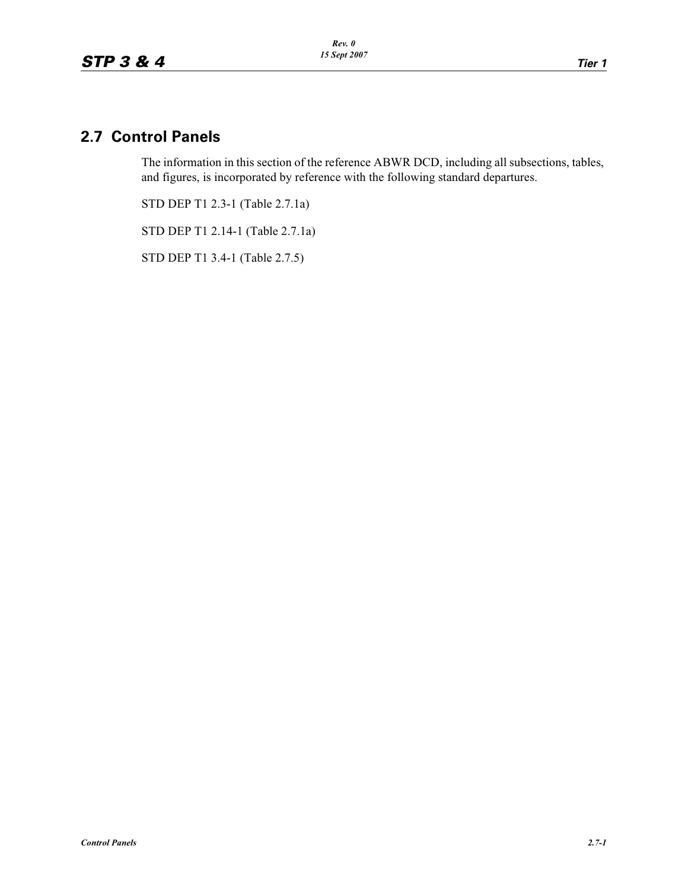## 2.7 Control Panels

The information in this section of the reference ABWR DCD, including all subsections, tables, and figures, is incorporated by reference with the following standard departures.

STD DEP T1 2.3-1 (Table 2.7.1a)

STD DEP T1 2.14-1 (Table 2.7.1a)

STD DEP T1 3.4-1 (Table 2.7.5)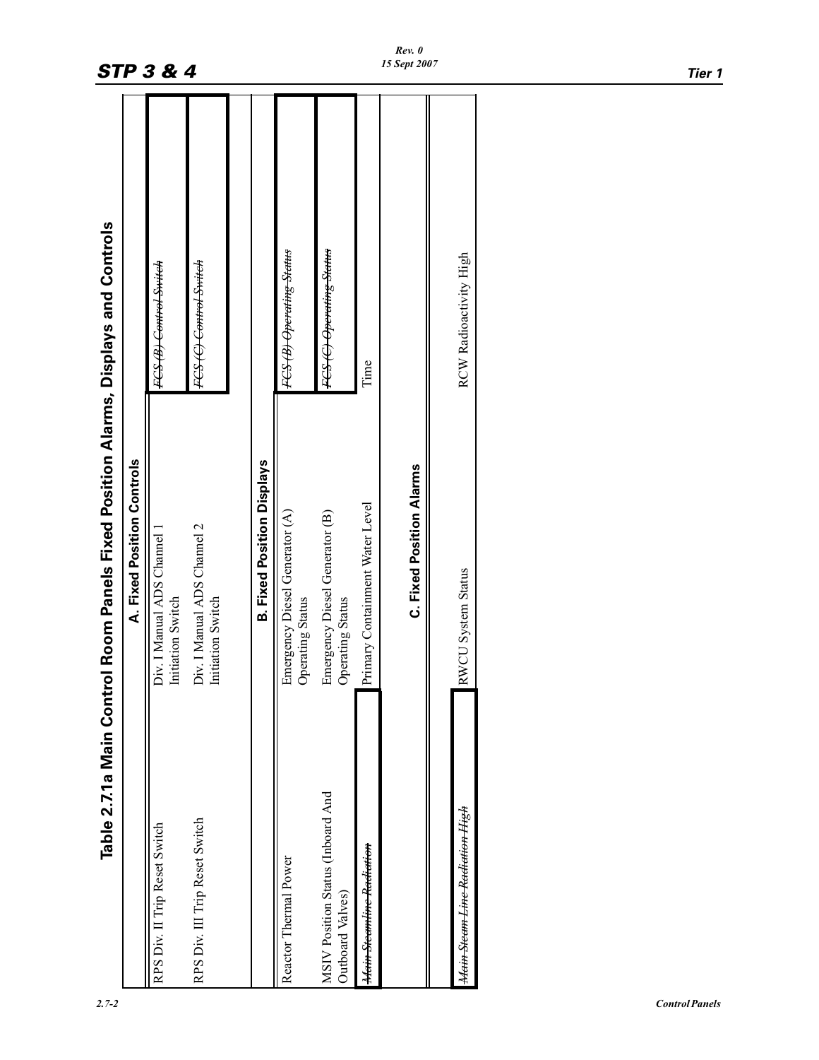## Table 2.7.1a Main Control Room Panels Fixed Position Alarms, Displays and Controls

| | | |
|---|---|---|
| **A. Fixed Position Controls** | | |
| RPS Div. II Trip Reset Switch | Div. I Manual ADS Channel 1 Initiation Switch | ~~FCS (B) Control Switch~~ |
| RPS Div. III Trip Reset Switch | Div. I Manual ADS Channel 2 Initiation Switch | ~~FCS (C) Control Switch~~ |
| **B. Fixed Position Displays** | | |
| Reactor Thermal Power | Emergency Diesel Generator (A) Operating Status | ~~FCS (B) Operating Status~~ |
| MSIV Position Status (Inboard And Outboard Valves) | Emergency Diesel Generator (B) Operating Status | ~~FCS (C) Operating Status~~ |
| ~~Main Steamline Radiation~~ | Primary Containment Water Level | Time |
| **C. Fixed Position Alarms** | | |
| ~~Main Steam Line Radiation High~~ | RWCU System Status | RCW Radioactivity High |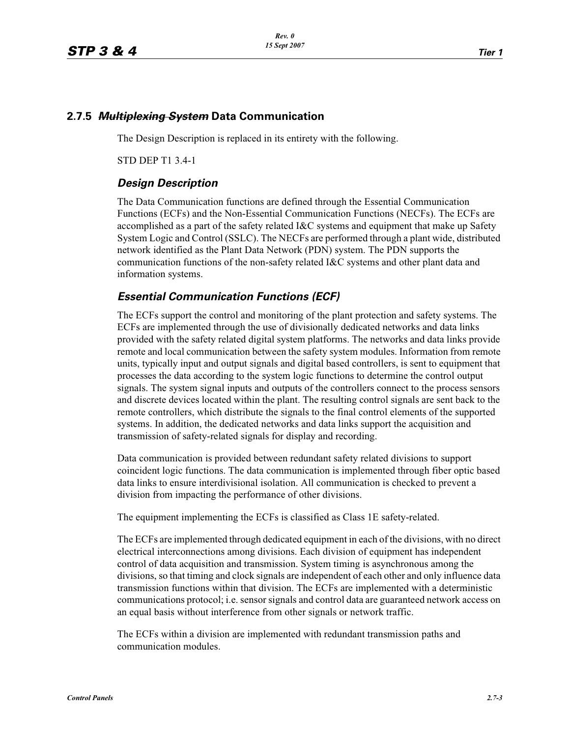## 2.7.5 ~~*Multiplexing System*~~ Data Communication

The Design Description is replaced in its entirety with the following.

STD DEP T1 3.4-1

### *Design Description*

The Data Communication functions are defined through the Essential Communication Functions (ECFs) and the Non-Essential Communication Functions (NECFs). The ECFs are accomplished as a part of the safety related I&C systems and equipment that make up Safety System Logic and Control (SSLC). The NECFs are performed through a plant wide, distributed network identified as the Plant Data Network (PDN) system. The PDN supports the communication functions of the non-safety related I&C systems and other plant data and information systems.

### *Essential Communication Functions (ECF)*

The ECFs support the control and monitoring of the plant protection and safety systems. The ECFs are implemented through the use of divisionally dedicated networks and data links provided with the safety related digital system platforms. The networks and data links provide remote and local communication between the safety system modules. Information from remote units, typically input and output signals and digital based controllers, is sent to equipment that processes the data according to the system logic functions to determine the control output signals. The system signal inputs and outputs of the controllers connect to the process sensors and discrete devices located within the plant. The resulting control signals are sent back to the remote controllers, which distribute the signals to the final control elements of the supported systems. In addition, the dedicated networks and data links support the acquisition and transmission of safety-related signals for display and recording.

Data communication is provided between redundant safety related divisions to support coincident logic functions. The data communication is implemented through fiber optic based data links to ensure interdivisional isolation. All communication is checked to prevent a division from impacting the performance of other divisions.

The equipment implementing the ECFs is classified as Class 1E safety-related.

The ECFs are implemented through dedicated equipment in each of the divisions, with no direct electrical interconnections among divisions. Each division of equipment has independent control of data acquisition and transmission. System timing is asynchronous among the divisions, so that timing and clock signals are independent of each other and only influence data transmission functions within that division. The ECFs are implemented with a deterministic communications protocol; i.e. sensor signals and control data are guaranteed network access on an equal basis without interference from other signals or network traffic.

The ECFs within a division are implemented with redundant transmission paths and communication modules.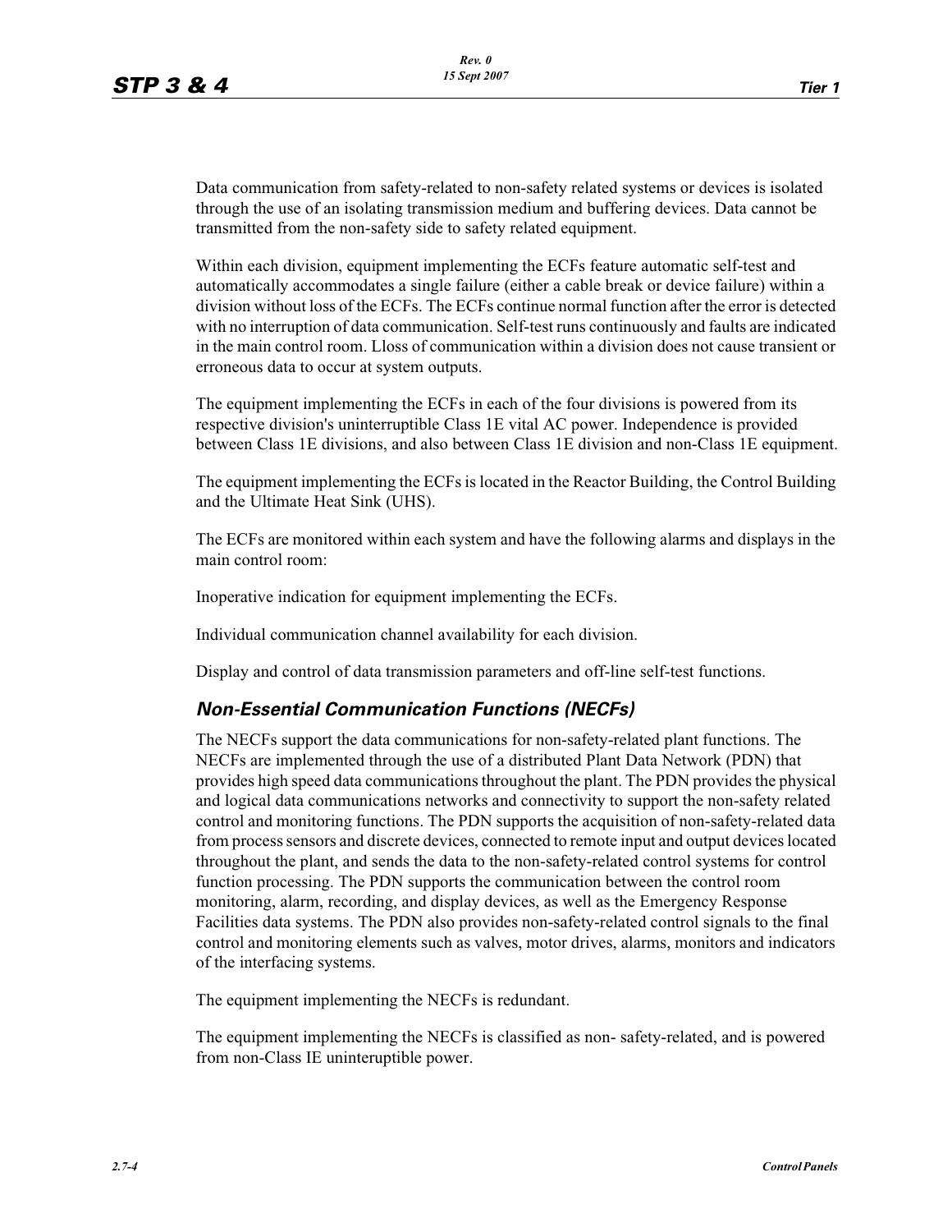Data communication from safety-related to non-safety related systems or devices is isolated through the use of an isolating transmission medium and buffering devices. Data cannot be transmitted from the non-safety side to safety related equipment.

Within each division, equipment implementing the ECFs feature automatic self-test and automatically accommodates a single failure (either a cable break or device failure) within a division without loss of the ECFs. The ECFs continue normal function after the error is detected with no interruption of data communication. Self-test runs continuously and faults are indicated in the main control room. Lloss of communication within a division does not cause transient or erroneous data to occur at system outputs.

The equipment implementing the ECFs in each of the four divisions is powered from its respective division's uninterruptible Class 1E vital AC power. Independence is provided between Class 1E divisions, and also between Class 1E division and non-Class 1E equipment.

The equipment implementing the ECFs is located in the Reactor Building, the Control Building and the Ultimate Heat Sink (UHS).

The ECFs are monitored within each system and have the following alarms and displays in the main control room:

Inoperative indication for equipment implementing the ECFs.

Individual communication channel availability for each division.

Display and control of data transmission parameters and off-line self-test functions.

### *Non-Essential Communication Functions (NECFs)*

The NECFs support the data communications for non-safety-related plant functions. The NECFs are implemented through the use of a distributed Plant Data Network (PDN) that provides high speed data communications throughout the plant. The PDN provides the physical and logical data communications networks and connectivity to support the non-safety related control and monitoring functions. The PDN supports the acquisition of non-safety-related data from process sensors and discrete devices, connected to remote input and output devices located throughout the plant, and sends the data to the non-safety-related control systems for control function processing. The PDN supports the communication between the control room monitoring, alarm, recording, and display devices, as well as the Emergency Response Facilities data systems. The PDN also provides non-safety-related control signals to the final control and monitoring elements such as valves, motor drives, alarms, monitors and indicators of the interfacing systems.

The equipment implementing the NECFs is redundant.

The equipment implementing the NECFs is classified as non- safety-related, and is powered from non-Class IE uninteruptible power.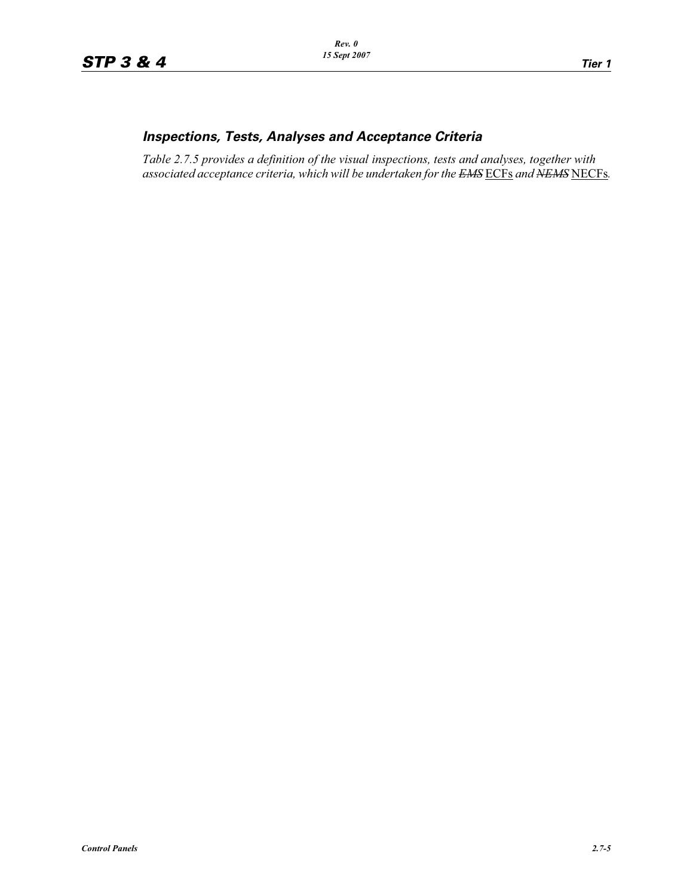### *Inspections, Tests, Analyses and Acceptance Criteria*

*Table 2.7.5 provides a definition of the visual inspections, tests and analyses, together with associated acceptance criteria, which will be undertaken for the ~~EMS~~ ECFs and ~~NEMS~~ NECFs.*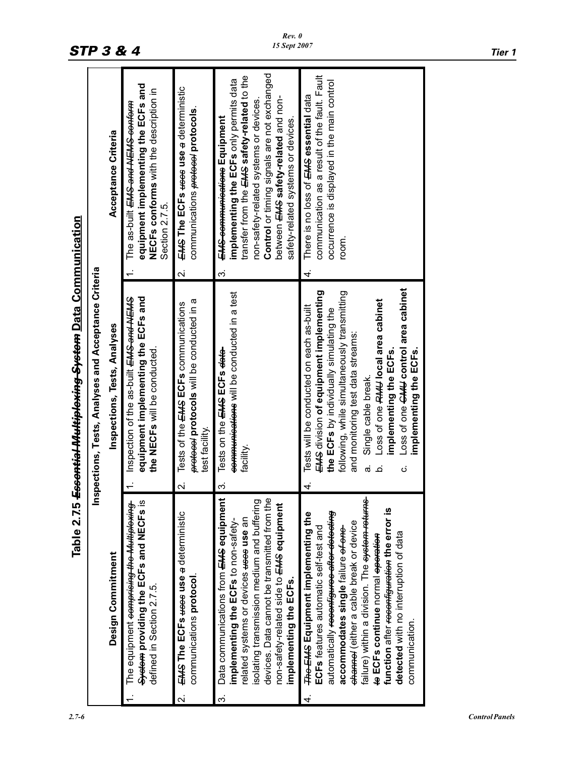# Table 2.7.5 ~~Essential Multiplexing System~~ Data Communication

| Inspections, Tests, Analyses and Acceptance Criteria | | |
|---|---|---|
| **Design Commitment** | **Inspections, Tests, Analyses** | **Acceptance Criteria** |
| 1. The equipment ~~comprising the Multiplexing System~~ **providing the ECFs and NECFs** is defined in Section 2.7.5. | 1. Inspection of the as-built ~~EMS and NEMS~~ **equipment implementing the ECFs and the NECFs** will be conducted. | 1. The as-built ~~EMS and NEMS conform~~ **equipment implementing the ECFs and NECFs conforms** with the description in Section 2.7.5. |
| 2. ~~EMS~~ **The ECFs** ~~uses~~ **use** ~~a~~ deterministic communications **protocol**. | 2. Tests of the ~~EMS~~ **ECFs** communications ~~protocol~~ **protocols** will be conducted in a test facility. | 2. ~~EMS~~ **The ECFs** ~~uses~~ **use** ~~a~~ deterministic communications ~~protocol~~ **protocols**. |
| 3. Data communications from ~~EMS~~ **equipment implementing the ECFs** to non-safety-related systems or devices ~~uses~~ **use** an isolating transmission medium and buffering devices. Data cannot be transmitted from the non-safety-related side to ~~EMS~~ **equipment implementing the ECFs.** | 3. Tests on the ~~EMS~~ **ECFs** ~~data communications~~ will be conducted in a test facility. | 3. ~~EMS communications~~ **Equipment implementing the ECFs** only permits data transfer from the ~~EMS~~ **safety-related** to the non-safety-related systems or devices. **Control** or timing signals are not exchanged between ~~EMS~~ **safety-related** and non-safety-related systems or devices. |
| 4. ~~The EMS~~ **Equipment implementing the ECFs** features automatic self-test and automatically ~~reconfigures after detecting~~ **accommodates single** failure ~~of one channel~~ (either a cable break or device failure) within a division. The ~~system returns to~~ **ECFs continue** normal ~~operation~~ **function** after ~~reconfiguration~~ **the error is detected** with no interruption of data communication. | 4. Tests will be conducted on each as-built ~~EMS~~ division **of equipment implementing the ECFs** by individually simulating the following, while simultaneously transmitting and monitoring test data streams:<br>a. Single cable break.<br>b. Loss of one ~~RMU~~ **local area cabinet implementing the ECFs.**<br>c. Loss of one ~~CMU~~ **control area cabinet implementing the ECFs.** | 4. There is no loss of ~~EMS~~ **essential** data communication as a result of the fault. Fault occurrence is displayed in the main control room. |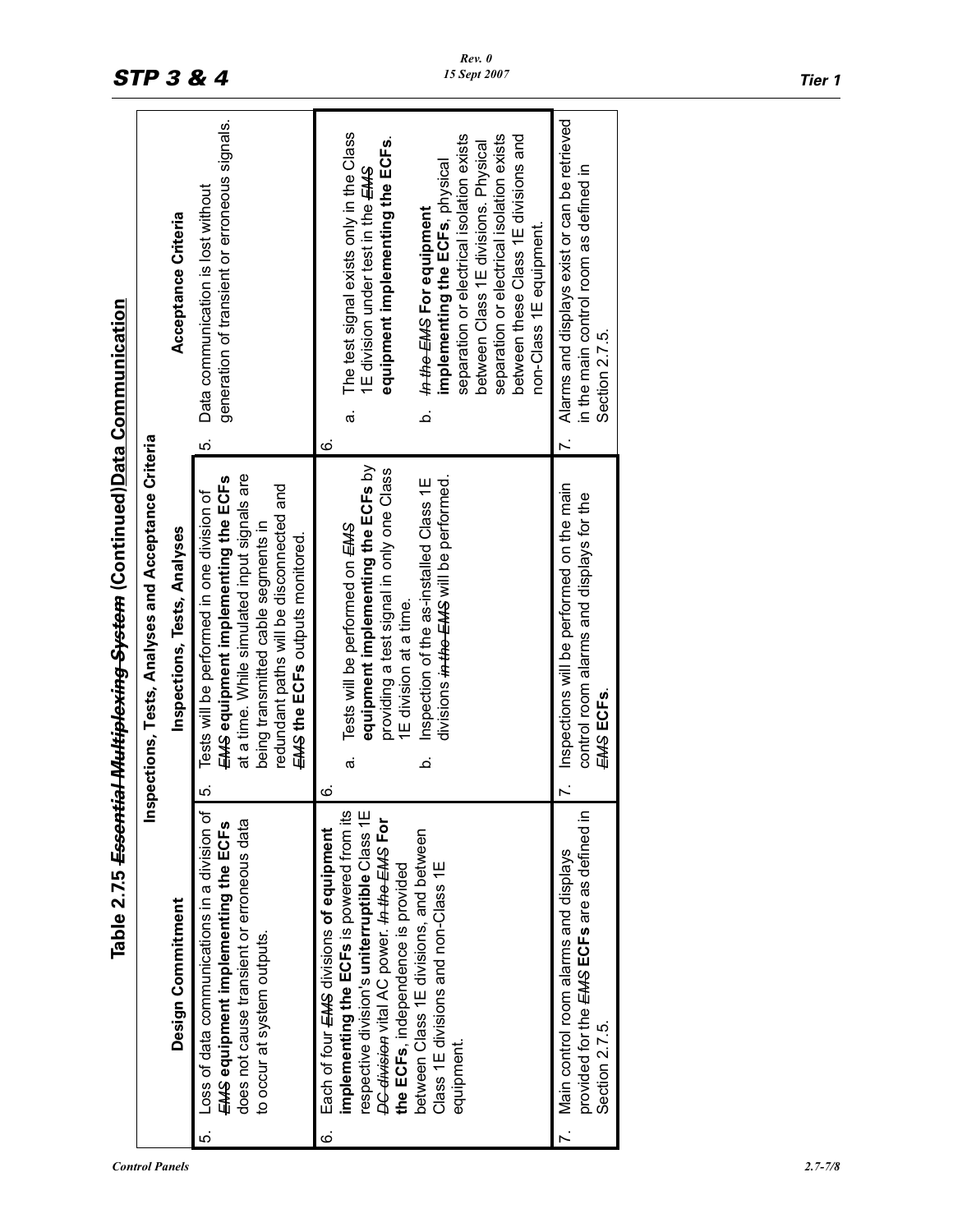# Table 2.7.5 ~~*Essential Multiplexing System*~~ (Continued)Data Communication

| Inspections, Tests, Analyses and Acceptance Criteria | | |
|---|---|---|
| **Design Commitment** | **Inspections, Tests, Analyses** | **Acceptance Criteria** |
| 5. Loss of data communications in a division of ~~*EMS*~~ **equipment implementing the ECFs** does not cause transient or erroneous data to occur at system outputs. | 5. Tests will be performed in one division of ~~*EMS*~~ **equipment implementing the ECFs** at a time. While simulated input signals are being transmitted cable segments in redundant paths will be disconnected and ~~*EMS*~~ **the ECFs** outputs monitored. | 5. Data communication is lost without generation of transient or erroneous signals. |
| 6. Each of four ~~*EMS*~~ divisions **of equipment implementing the ECFs** is powered from its respective division's **uninterruptible** Class 1E ~~*DC division*~~ vital AC power. ~~*In the EMS*~~ **For the ECFs**, independence is provided between Class 1E divisions, and between Class 1E divisions and non-Class 1E equipment. | 6.<br>a. Tests will be performed on ~~*EMS*~~ **equipment implementing the ECFs** by providing a test signal in only one Class 1E division at a time.<br>b. Inspection of the as-installed Class 1E divisions ~~*in the EMS*~~ will be performed. | 6.<br>a. The test signal exists only in the Class 1E division under test in the ~~*EMS*~~ **equipment implementing the ECFs**.<br>b. ~~*In the EMS*~~ **For equipment implementing the ECFs**, physical separation or electrical isolation exists between Class 1E divisions. Physical separation or electrical isolation exists between these Class 1E divisions and non-Class 1E equipment. |
| 7. Main control room alarms and displays provided for the ~~*EMS*~~ **ECFs** are as defined in Section 2.7.5. | 7. Inspections will be performed on the main control room alarms and displays for the ~~*EMS*~~ **ECFs**. | 7. Alarms and displays exist or can be retrieved in the main control room as defined in Section 2.7.5. |